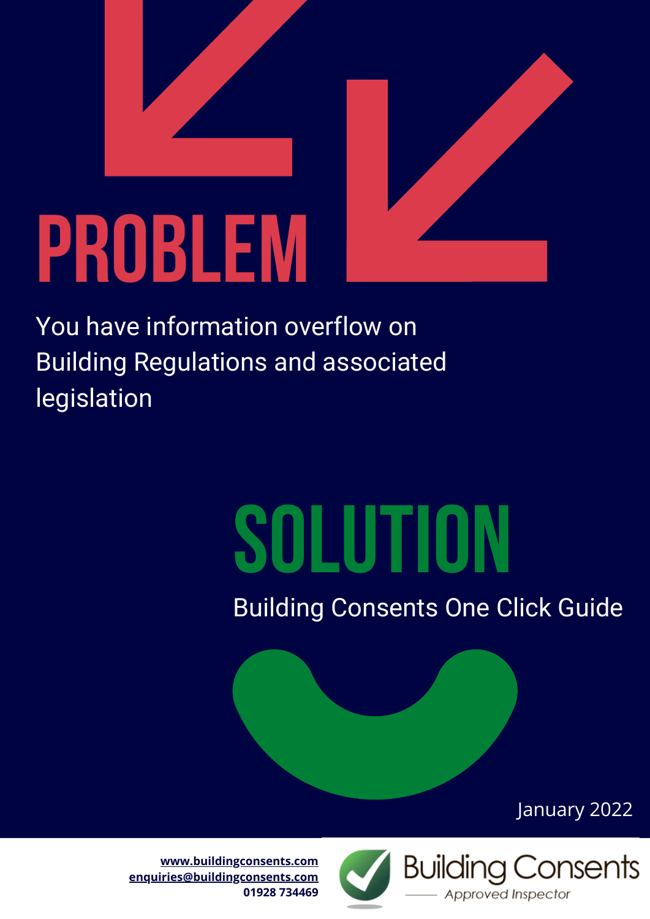# PROBLEM

You have information overflow on Building Regulations and associated legislation

# SOLUTION

Building Consents One Click Guide

January 2022

**www.buildingconsents.com**
**enquiries@buildingconsents.com**
**01928 734469**

Building Consents
Approved Inspector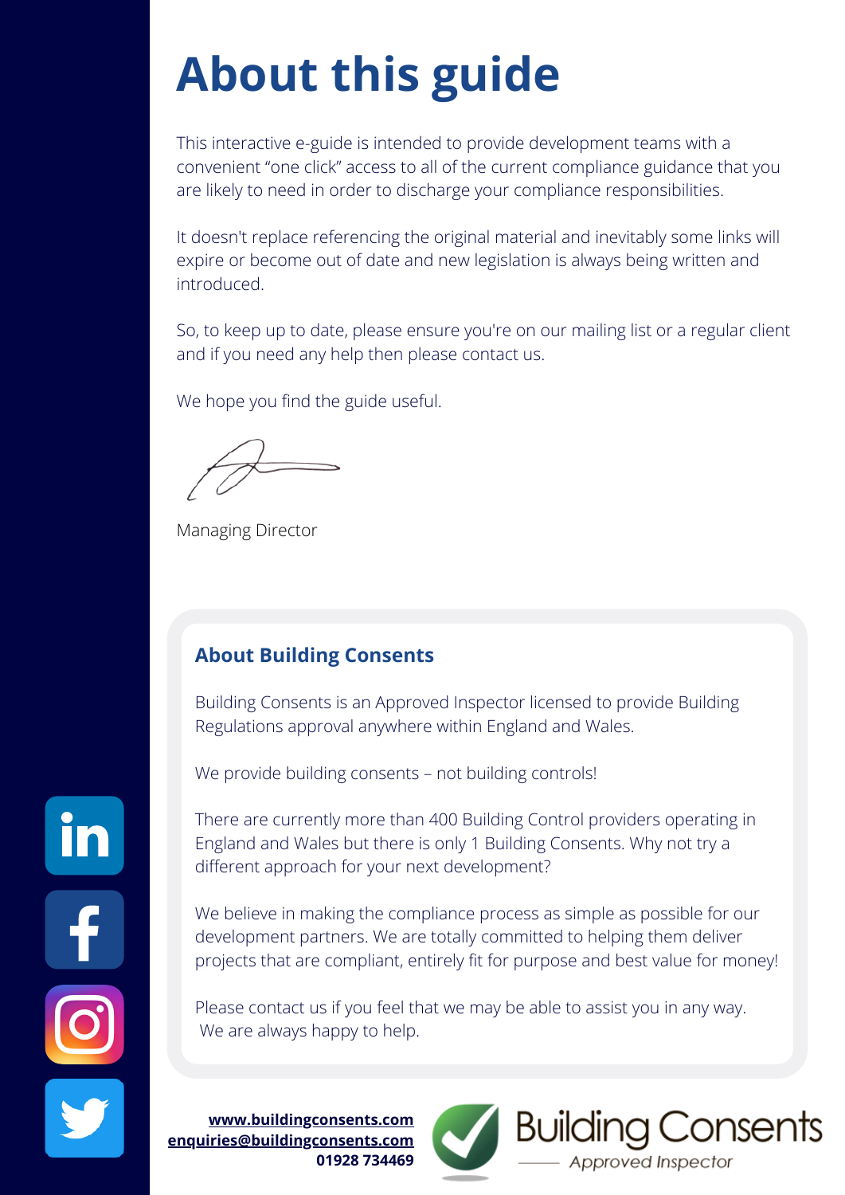# About this guide

This interactive e-guide is intended to provide development teams with a convenient "one click" access to all of the current compliance guidance that you are likely to need in order to discharge your compliance responsibilities.

It doesn't replace referencing the original material and inevitably some links will expire or become out of date and new legislation is always being written and introduced.

So, to keep up to date, please ensure you're on our mailing list or a regular client and if you need any help then please contact us.

We hope you find the guide useful.

Managing Director

## About Building Consents

Building Consents is an Approved Inspector licensed to provide Building Regulations approval anywhere within England and Wales.

We provide building consents – not building controls!

There are currently more than 400 Building Control providers operating in England and Wales but there is only 1 Building Consents. Why not try a different approach for your next development?

We believe in making the compliance process as simple as possible for our development partners. We are totally committed to helping them deliver projects that are compliant, entirely fit for purpose and best value for money!

Please contact us if you feel that we may be able to assist you in any way. We are always happy to help.

**www.buildingconsents.com**
**enquiries@buildingconsents.com**
**01928 734469**

Building Consents — Approved Inspector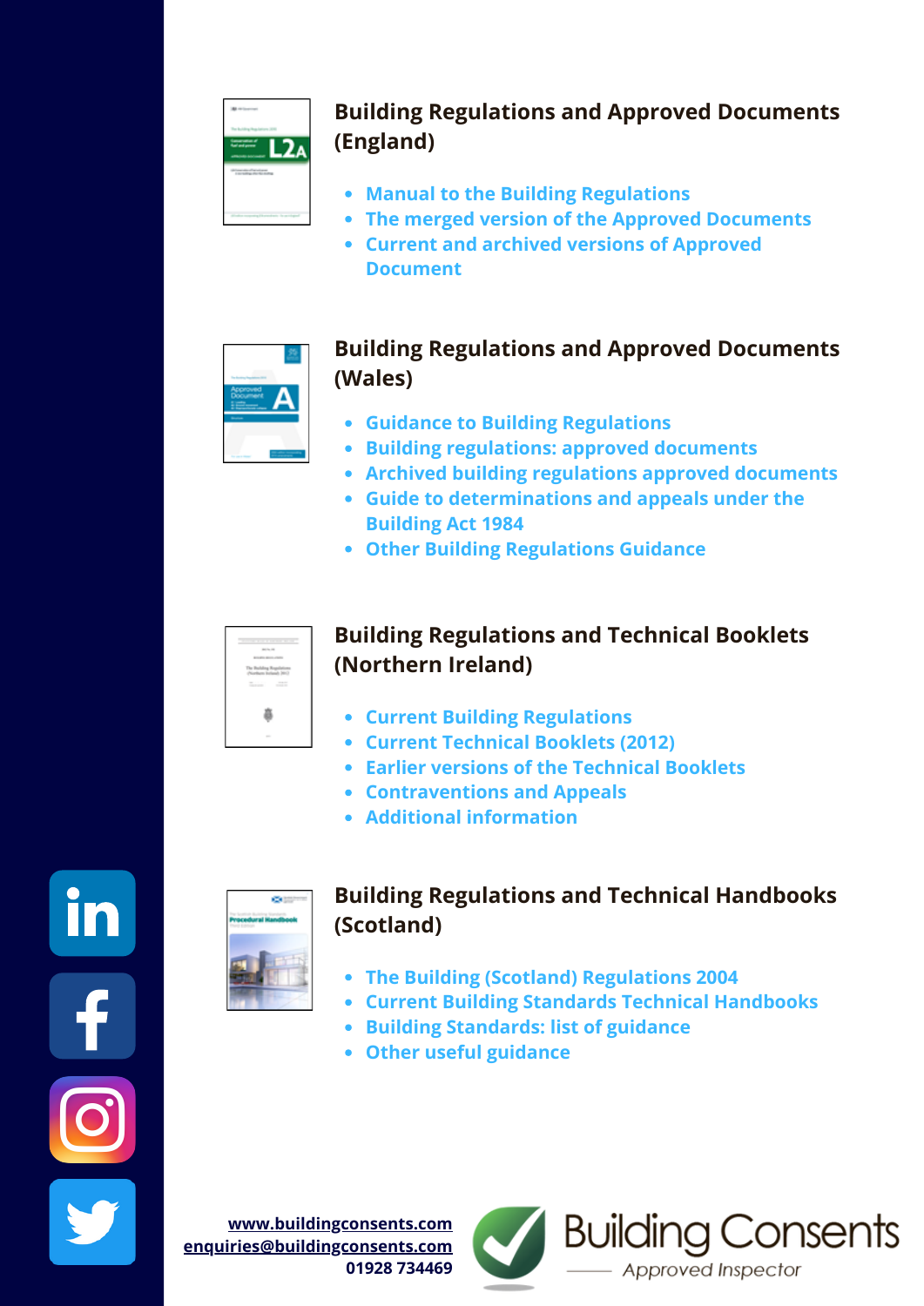## Building Regulations and Approved Documents (England)

- Manual to the Building Regulations
- The merged version of the Approved Documents
- Current and archived versions of Approved Document

## Building Regulations and Approved Documents (Wales)

- Guidance to Building Regulations
- Building regulations: approved documents
- Archived building regulations approved documents
- Guide to determinations and appeals under the Building Act 1984
- Other Building Regulations Guidance

## Building Regulations and Technical Booklets (Northern Ireland)

- Current Building Regulations
- Current Technical Booklets (2012)
- Earlier versions of the Technical Booklets
- Contraventions and Appeals
- Additional information

## Building Regulations and Technical Handbooks (Scotland)

- The Building (Scotland) Regulations 2004
- Current Building Standards Technical Handbooks
- Building Standards: list of guidance
- Other useful guidance

www.buildingconsents.com
enquiries@buildingconsents.com
01928 734469

Building Consents
Approved Inspector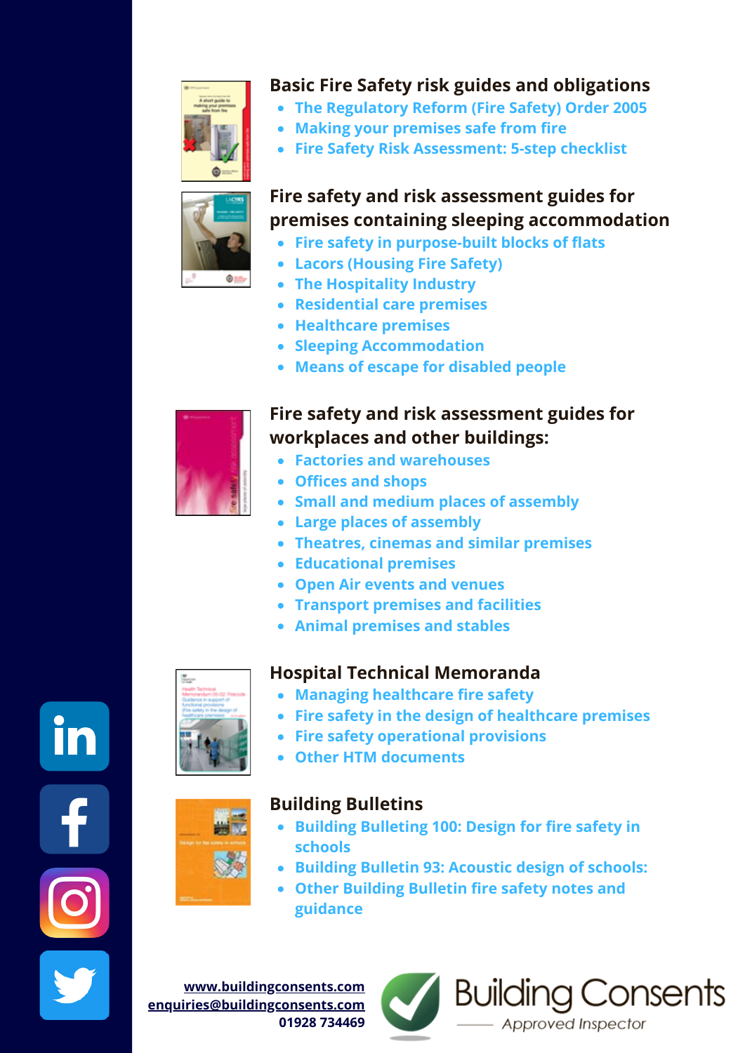## Basic Fire Safety risk guides and obligations

- The Regulatory Reform (Fire Safety) Order 2005
- Making your premises safe from fire
- Fire Safety Risk Assessment: 5-step checklist

## Fire safety and risk assessment guides for premises containing sleeping accommodation

- Fire safety in purpose-built blocks of flats
- Lacors (Housing Fire Safety)
- The Hospitality Industry
- Residential care premises
- Healthcare premises
- Sleeping Accommodation
- Means of escape for disabled people

## Fire safety and risk assessment guides for workplaces and other buildings:

- Factories and warehouses
- Offices and shops
- Small and medium places of assembly
- Large places of assembly
- Theatres, cinemas and similar premises
- Educational premises
- Open Air events and venues
- Transport premises and facilities
- Animal premises and stables

## Hospital Technical Memoranda

- Managing healthcare fire safety
- Fire safety in the design of healthcare premises
- Fire safety operational provisions
- Other HTM documents

## Building Bulletins

- Building Bulleting 100: Design for fire safety in schools
- Building Bulletin 93: Acoustic design of schools:
- Other Building Bulletin fire safety notes and guidance

www.buildingconsents.com
enquiries@buildingconsents.com
01928 734469

Building Consents
Approved Inspector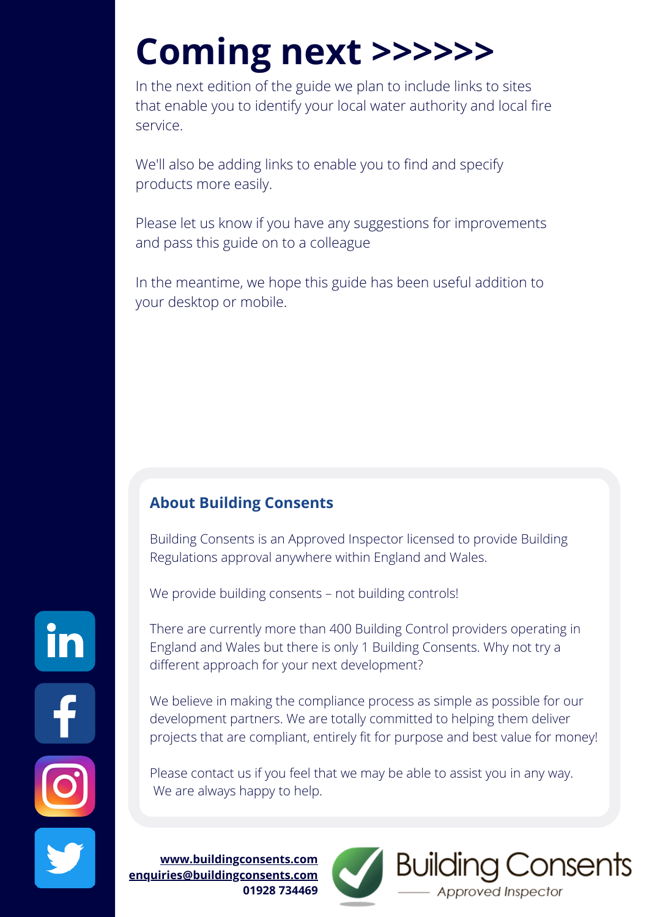# Coming next >>>>>>

In the next edition of the guide we plan to include links to sites that enable you to identify your local water authority and local fire service.

We'll also be adding links to enable you to find and specify products more easily.

Please let us know if you have any suggestions for improvements and pass this guide on to a colleague

In the meantime, we hope this guide has been useful addition to your desktop or mobile.

## About Building Consents

Building Consents is an Approved Inspector licensed to provide Building Regulations approval anywhere within England and Wales.

We provide building consents – not building controls!

There are currently more than 400 Building Control providers operating in England and Wales but there is only 1 Building Consents. Why not try a different approach for your next development?

We believe in making the compliance process as simple as possible for our development partners. We are totally committed to helping them deliver projects that are compliant, entirely fit for purpose and best value for money!

Please contact us if you feel that we may be able to assist you in any way. We are always happy to help.

**www.buildingconsents.com**
**enquiries@buildingconsents.com**
**01928 734469**

Building Consents — Approved Inspector